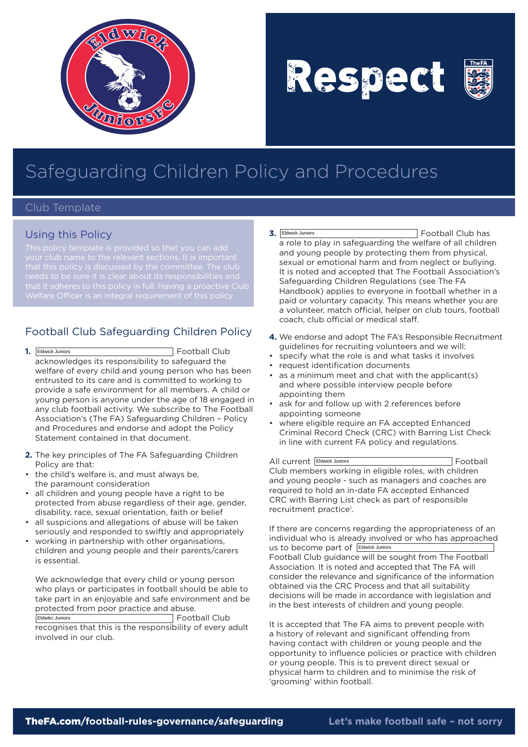# Safeguarding Children Policy and Procedures

Club Template

## Using this Policy

This policy template is provided so that you can add your club name to the relevant sections. It is important that this policy is discussed by the committee. The club needs to be sure it is clear about its responsibilities and that it adheres to this policy in full. Having a proactive Club Welfare Officer is an integral requirement of this policy.

## Football Club Safeguarding Children Policy

**1.** Eldwick Juniors Football Club acknowledges its responsibility to safeguard the welfare of every child and young person who has been entrusted to its care and is committed to working to provide a safe environment for all members. A child or young person is anyone under the age of 18 engaged in any club football activity. We subscribe to The Football Association's (The FA) Safeguarding Children – Policy and Procedures and endorse and adopt the Policy Statement contained in that document.

**2.** The key principles of The FA Safeguarding Children Policy are that:

- the child's welfare is, and must always be, the paramount consideration
- all children and young people have a right to be protected from abuse regardless of their age, gender, disability, race, sexual orientation, faith or belief
- all suspicions and allegations of abuse will be taken seriously and responded to swiftly and appropriately
- working in partnership with other organisations, children and young people and their parents/carers is essential.

We acknowledge that every child or young person who plays or participates in football should be able to take part in an enjoyable and safe environment and be protected from poor practice and abuse. Eldwikc Juniors Football Club recognises that this is the responsibility of every adult involved in our club.

**3.** Eldwick Juniors Football Club has a role to play in safeguarding the welfare of all children and young people by protecting them from physical, sexual or emotional harm and from neglect or bullying. It is noted and accepted that The Football Association's Safeguarding Children Regulations (see The FA Handbook) applies to everyone in football whether in a paid or voluntary capacity. This means whether you are a volunteer, match official, helper on club tours, football coach, club official or medical staff.

**4.** We endorse and adopt The FA's Responsible Recruitment guidelines for recruiting volunteers and we will:

- specify what the role is and what tasks it involves
- request identification documents
- as a minimum meet and chat with the applicant(s) and where possible interview people before appointing them
- ask for and follow up with 2 references before appointing someone
- where eligible require an FA accepted Enhanced Criminal Record Check (CRC) with Barring List Check in line with current FA policy and regulations.

All current Eldwick Juniors Football Club members working in eligible roles, with children and young people - such as managers and coaches are required to hold an in-date FA accepted Enhanced CRC with Barring List check as part of responsible recruitment practice[1].

If there are concerns regarding the appropriateness of an individual who is already involved or who has approached us to become part of Eldwick Juniors Football Club guidance will be sought from The Football Association. It is noted and accepted that The FA will consider the relevance and significance of the information obtained via the CRC Process and that all suitability decisions will be made in accordance with legislation and in the best interests of children and young people.

It is accepted that The FA aims to prevent people with a history of relevant and significant offending from having contact with children or young people and the opportunity to influence policies or practice with children or young people. This is to prevent direct sexual or physical harm to children and to minimise the risk of 'grooming' within football.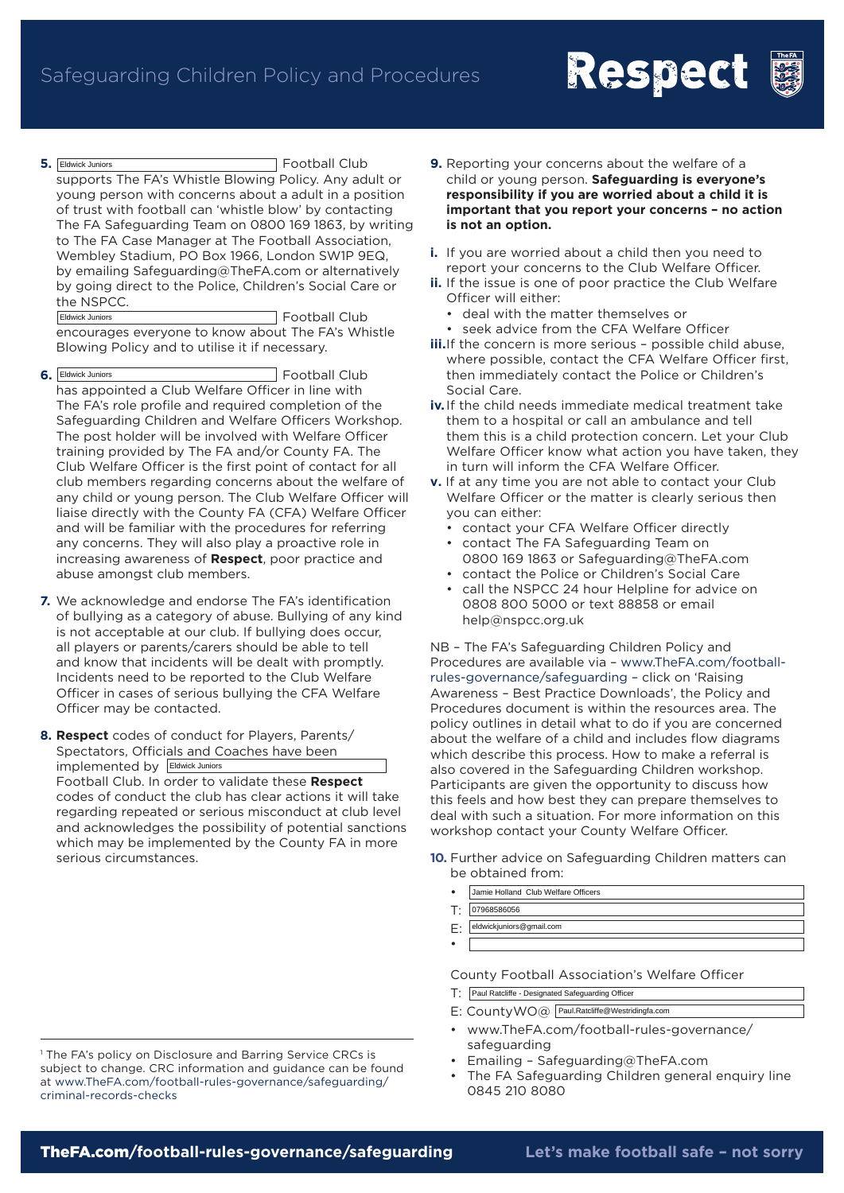5. Eldwick Juniors Football Club supports The FA's Whistle Blowing Policy. Any adult or young person with concerns about a adult in a position of trust with football can 'whistle blow' by contacting The FA Safeguarding Team on 0800 169 1863, by writing to The FA Case Manager at The Football Association, Wembley Stadium, PO Box 1966, London SW1P 9EQ, by emailing Safeguarding@TheFA.com or alternatively by going direct to the Police, Children's Social Care or the NSPCC.
   Eldwick Juniors Football Club encourages everyone to know about The FA's Whistle Blowing Policy and to utilise it if necessary.

6. Eldwick Juniors Football Club has appointed a Club Welfare Officer in line with The FA's role profile and required completion of the Safeguarding Children and Welfare Officers Workshop. The post holder will be involved with Welfare Officer training provided by The FA and/or County FA. The Club Welfare Officer is the first point of contact for all club members regarding concerns about the welfare of any child or young person. The Club Welfare Officer will liaise directly with the County FA (CFA) Welfare Officer and will be familiar with the procedures for referring any concerns. They will also play a proactive role in increasing awareness of **Respect**, poor practice and abuse amongst club members.

7. We acknowledge and endorse The FA's identification of bullying as a category of abuse. Bullying of any kind is not acceptable at our club. If bullying does occur, all players or parents/carers should be able to tell and know that incidents will be dealt with promptly. Incidents need to be reported to the Club Welfare Officer in cases of serious bullying the CFA Welfare Officer may be contacted.

8. **Respect** codes of conduct for Players, Parents/Spectators, Officials and Coaches have been implemented by Eldwick Juniors Football Club. In order to validate these **Respect** codes of conduct the club has clear actions it will take regarding repeated or serious misconduct at club level and acknowledges the possibility of potential sanctions which may be implemented by the County FA in more serious circumstances.

9. Reporting your concerns about the welfare of a child or young person. **Safeguarding is everyone's responsibility if you are worried about a child it is important that you report your concerns – no action is not an option.**

i. If you are worried about a child then you need to report your concerns to the Club Welfare Officer.

ii. If the issue is one of poor practice the Club Welfare Officer will either:
   - deal with the matter themselves or
   - seek advice from the CFA Welfare Officer

iii. If the concern is more serious – possible child abuse, where possible, contact the CFA Welfare Officer first, then immediately contact the Police or Children's Social Care.

iv. If the child needs immediate medical treatment take them to a hospital or call an ambulance and tell them this is a child protection concern. Let your Club Welfare Officer know what action you have taken, they in turn will inform the CFA Welfare Officer.

v. If at any time you are not able to contact your Club Welfare Officer or the matter is clearly serious then you can either:
   - contact your CFA Welfare Officer directly
   - contact The FA Safeguarding Team on 0800 169 1863 or Safeguarding@TheFA.com
   - contact the Police or Children's Social Care
   - call the NSPCC 24 hour Helpline for advice on 0808 800 5000 or text 88858 or email help@nspcc.org.uk

NB – The FA's Safeguarding Children Policy and Procedures are available via – www.TheFA.com/football-rules-governance/safeguarding – click on 'Raising Awareness – Best Practice Downloads', the Policy and Procedures document is within the resources area. The policy outlines in detail what to do if you are concerned about the welfare of a child and includes flow diagrams which describe this process. How to make a referral is also covered in the Safeguarding Children workshop. Participants are given the opportunity to discuss how this feels and how best they can prepare themselves to deal with such a situation. For more information on this workshop contact your County Welfare Officer.

10. Further advice on Safeguarding Children matters can be obtained from:
   - Jamie Holland Club Welfare Officers
   
   T: 07968586056
   
   E: eldwickjuniors@gmail.com
   - 

   County Football Association's Welfare Officer

   T: Paul Ratcliffe - Designated Safeguarding Officer

   E: CountyWO@ Paul.Ratcliffe@Westridingfa.com
   - www.TheFA.com/football-rules-governance/safeguarding
   - Emailing – Safeguarding@TheFA.com
   - The FA Safeguarding Children general enquiry line 0845 210 8080

[1] The FA's policy on Disclosure and Barring Service CRCs is subject to change. CRC information and guidance can be found at www.TheFA.com/football-rules-governance/safeguarding/criminal-records-checks